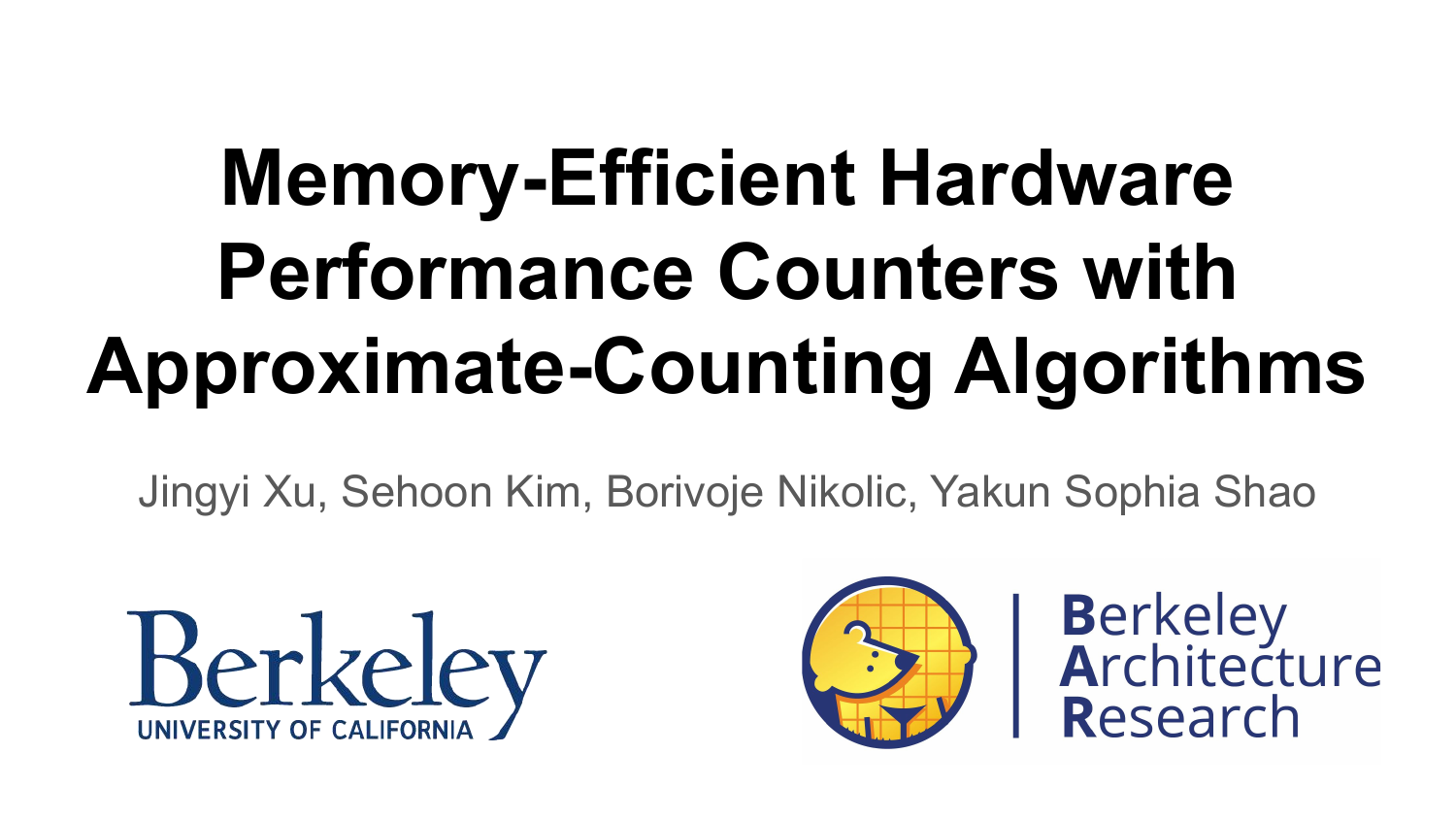# Memory-Efficient Hardware Performance Counters with Approximate-Counting Algorithms

Jingyi Xu, Sehoon Kim, Borivoje Nikolic, Yakun Sophia Shao

Berkeley
UNIVERSITY OF CALIFORNIA

Berkeley Architecture Research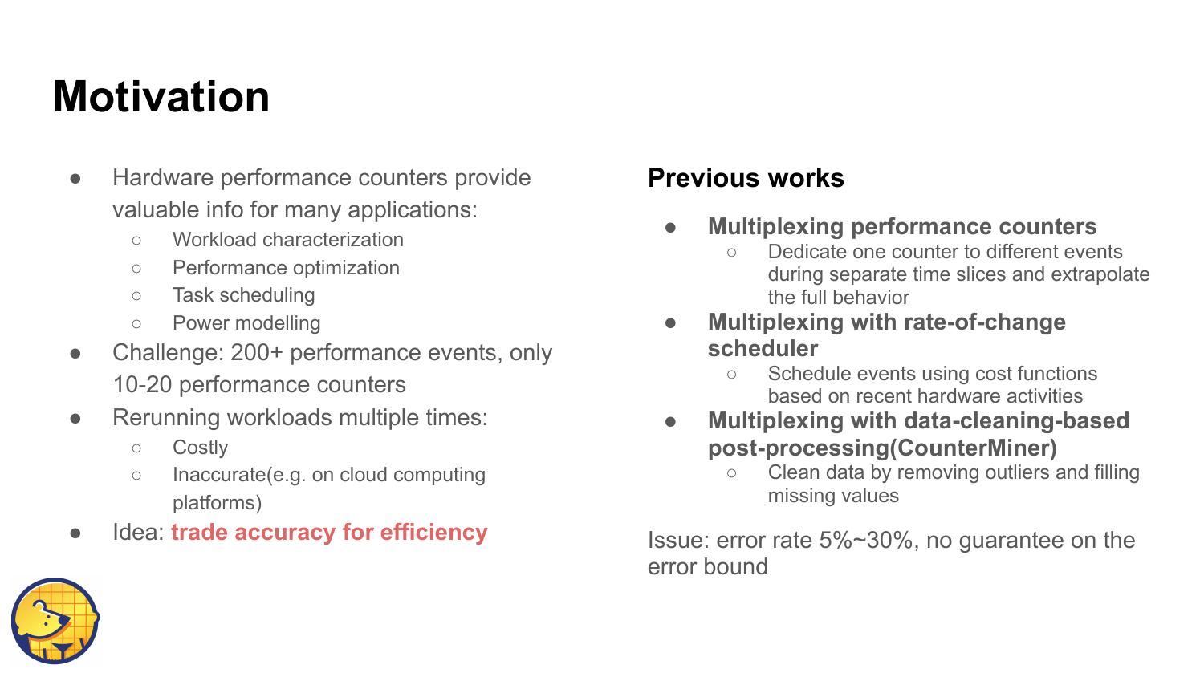# Motivation

- Hardware performance counters provide valuable info for many applications:
  - Workload characterization
  - Performance optimization
  - Task scheduling
  - Power modelling
- Challenge: 200+ performance events, only 10-20 performance counters
- Rerunning workloads multiple times:
  - Costly
  - Inaccurate(e.g. on cloud computing platforms)
- Idea: **trade accuracy for efficiency**

## Previous works

- **Multiplexing performance counters**
  - Dedicate one counter to different events during separate time slices and extrapolate the full behavior
- **Multiplexing with rate-of-change scheduler**
  - Schedule events using cost functions based on recent hardware activities
- **Multiplexing with data-cleaning-based post-processing(CounterMiner)**
  - Clean data by removing outliers and filling missing values

Issue: error rate 5%~30%, no guarantee on the error bound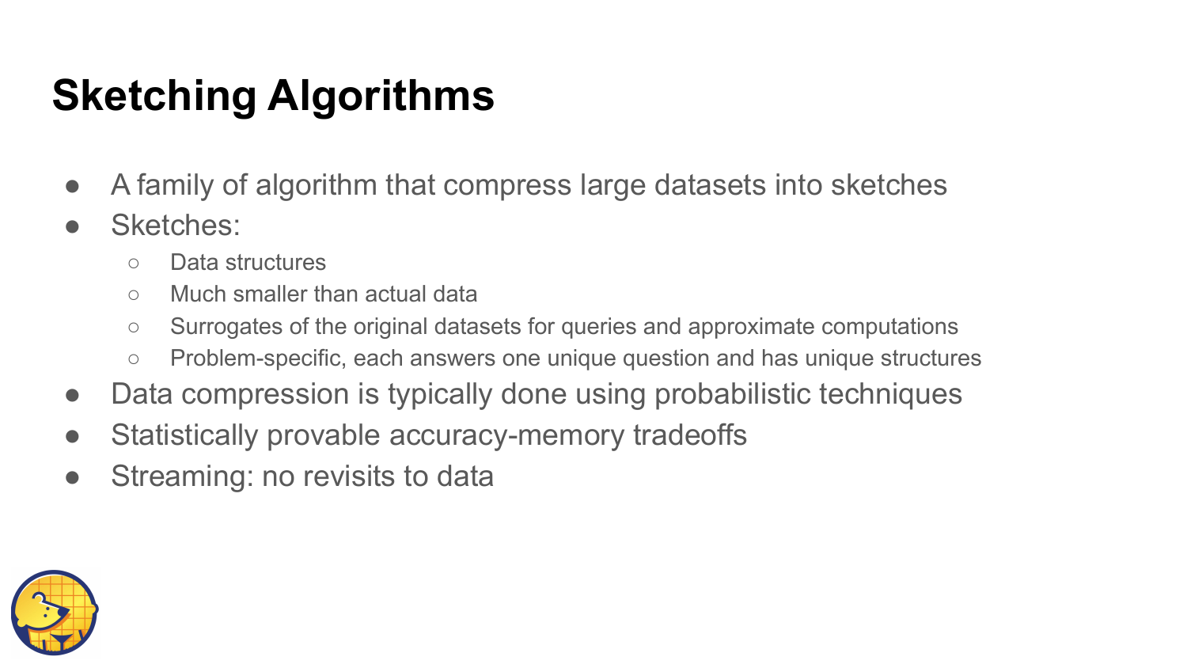# Sketching Algorithms

- A family of algorithm that compress large datasets into sketches
- Sketches:
  - Data structures
  - Much smaller than actual data
  - Surrogates of the original datasets for queries and approximate computations
  - Problem-specific, each answers one unique question and has unique structures
- Data compression is typically done using probabilistic techniques
- Statistically provable accuracy-memory tradeoffs
- Streaming: no revisits to data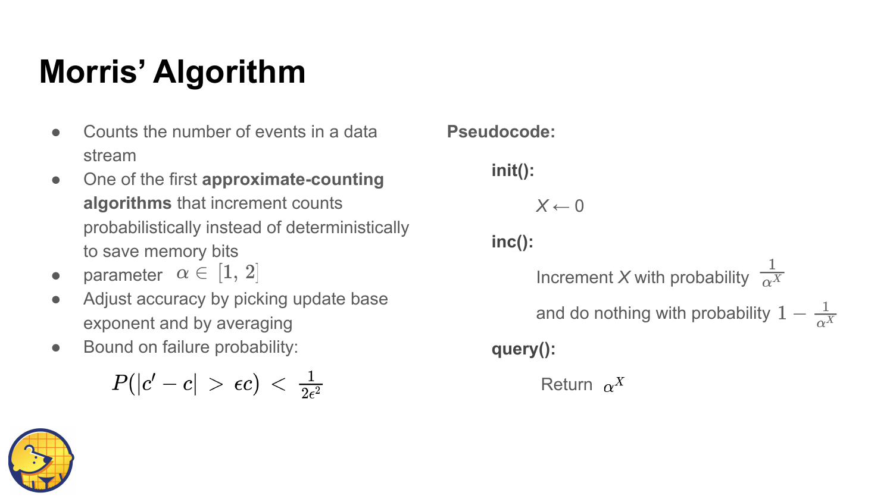# Morris' Algorithm

- Counts the number of events in a data stream
- One of the first **approximate-counting algorithms** that increment counts probabilistically instead of deterministically to save memory bits
- parameter $\alpha \in [1, 2]$
- Adjust accuracy by picking update base exponent and by averaging
- Bound on failure probability:

$$P(|c' - c| > \epsilon c) < \frac{1}{2\epsilon^2}$$

**Pseudocode:**

**init():**

$X \leftarrow 0$

**inc():**

Increment $X$ with probability $\frac{1}{\alpha^X}$

and do nothing with probability $1 - \frac{1}{\alpha^X}$

**query():**

Return $\alpha^X$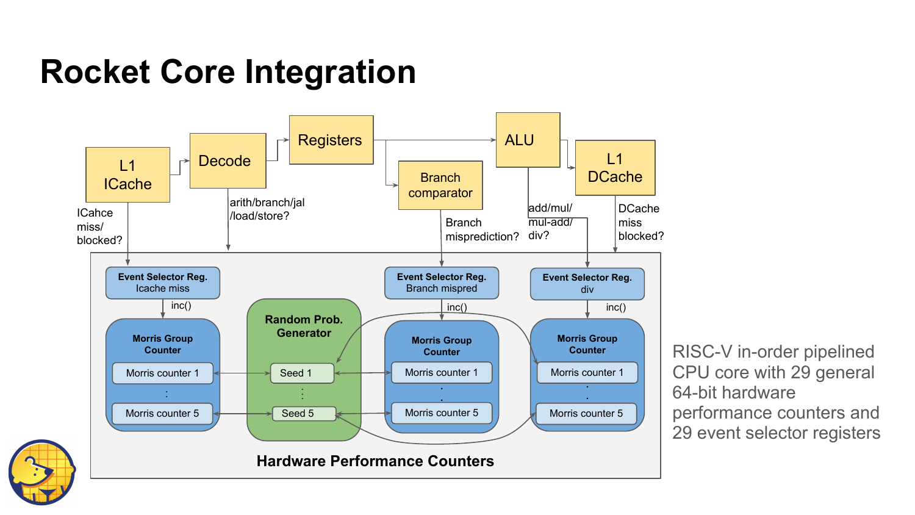# Rocket Core Integration

L1 ICache → Decode → Registers → ALU → L1 DCache

Registers → Branch comparator

ICahce miss/ blocked?

arith/branch/jal /load/store?

Branch misprediction?

add/mul/ mul-add/ div?

DCache miss blocked?

**Event Selector Reg.** Icache miss

inc()

**Morris Group Counter**

Morris counter 1

:

Morris counter 5

**Random Prob. Generator**

Seed 1

:

Seed 5

**Event Selector Reg.** Branch mispred

inc()

**Morris Group Counter**

Morris counter 1

.

.

Morris counter 5

**Event Selector Reg.** div

inc()

**Morris Group Counter**

Morris counter 1

.

.

Morris counter 5

**Hardware Performance Counters**

RISC-V in-order pipelined CPU core with 29 general 64-bit hardware performance counters and 29 event selector registers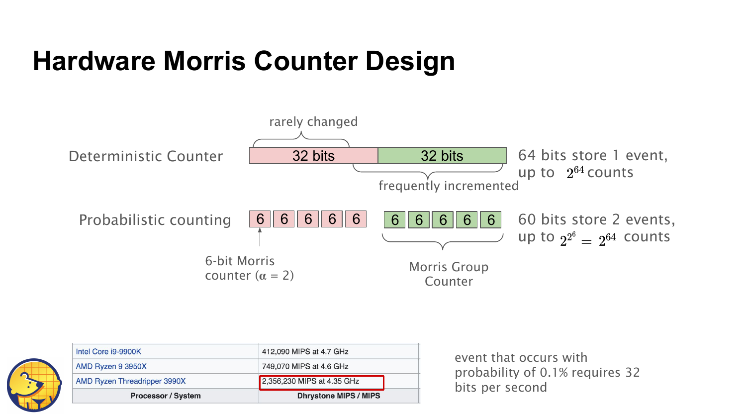# Hardware Morris Counter Design

Deterministic Counter

rarely changed

| 32 bits | 32 bits |
|---|---|

frequently incremented

64 bits store 1 event, up to $2^{64}$ counts

Probabilistic counting

| 6 | 6 | 6 | 6 | 6 |
|---|---|---|---|---|

| 6 | 6 | 6 | 6 | 6 |
|---|---|---|---|---|

6-bit Morris counter ($\alpha$ = 2)

Morris Group Counter

60 bits store 2 events, up to $2^{2^6} = 2^{64}$ counts

| Intel Core i9-9900K | 412,090 MIPS at 4.7 GHz |
|---|---|
| AMD Ryzen 9 3950X | 749,070 MIPS at 4.6 GHz |
| AMD Ryzen Threadripper 3990X | 2,356,230 MIPS at 4.35 GHz |
| **Processor / System** | **Dhrystone MIPS / MIPS** |

event that occurs with probability of 0.1% requires 32 bits per second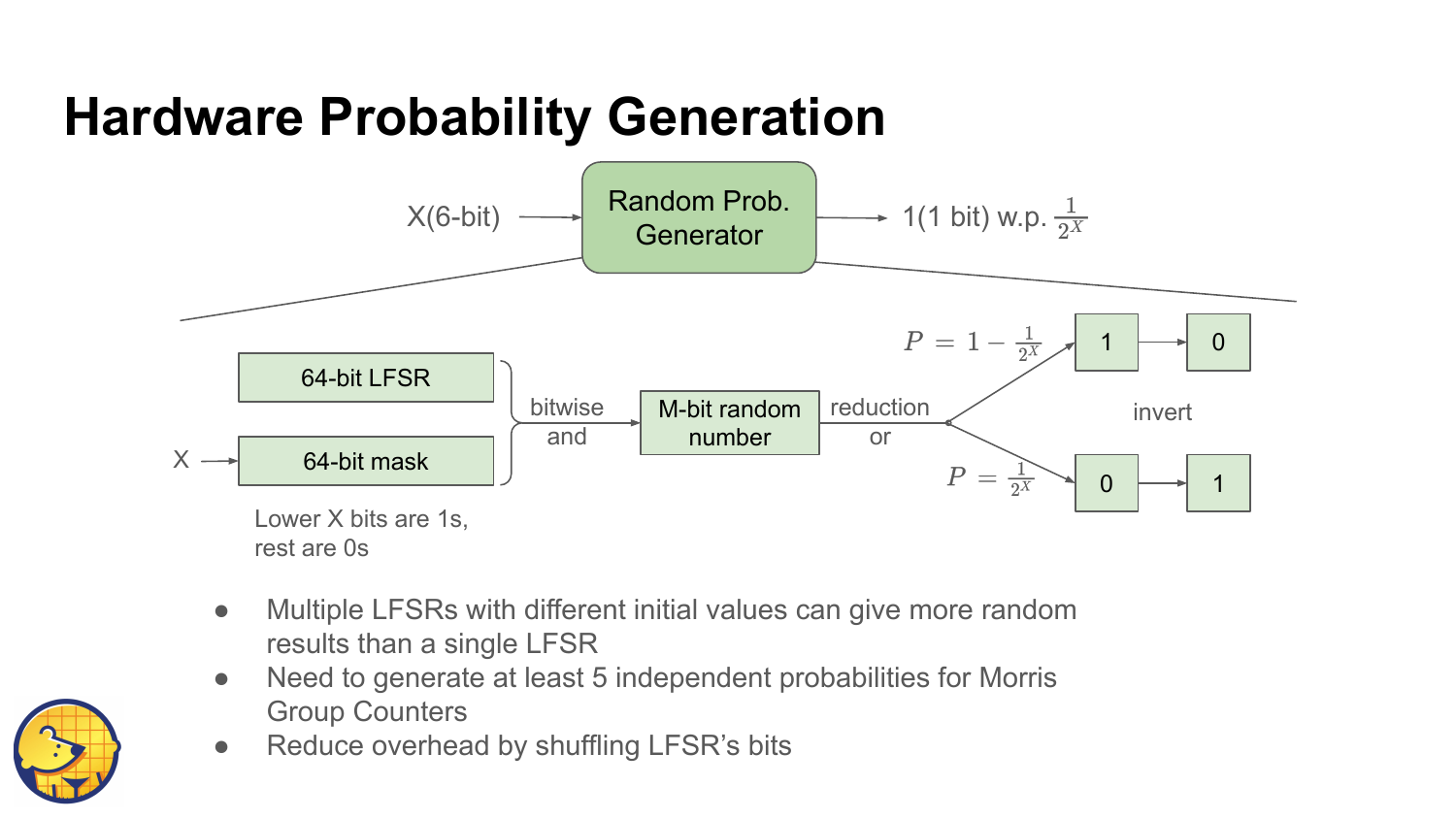# Hardware Probability Generation

X(6-bit) → Random Prob. Generator → 1(1 bit) w.p. $\frac{1}{2^X}$

64-bit LFSR

X → 64-bit mask

Lower X bits are 1s, rest are 0s

bitwise and → M-bit random number → reduction or

$P = 1 - \frac{1}{2^X}$ → 1 → 0

$P = \frac{1}{2^X}$ → 0 → 1

invert

- Multiple LFSRs with different initial values can give more random results than a single LFSR
- Need to generate at least 5 independent probabilities for Morris Group Counters
- Reduce overhead by shuffling LFSR's bits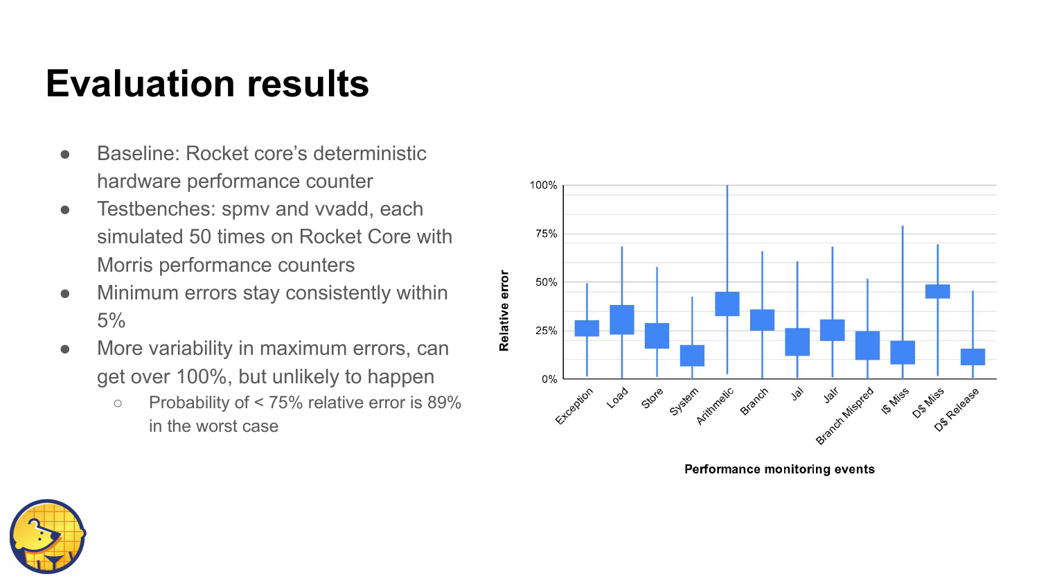# Evaluation results

- Baseline: Rocket core's deterministic hardware performance counter
- Testbenches: spmv and vvadd, each simulated 50 times on Rocket Core with Morris performance counters
- Minimum errors stay consistently within 5%
- More variability in maximum errors, can get over 100%, but unlikely to happen
  - Probability of < 75% relative error is 89% in the worst case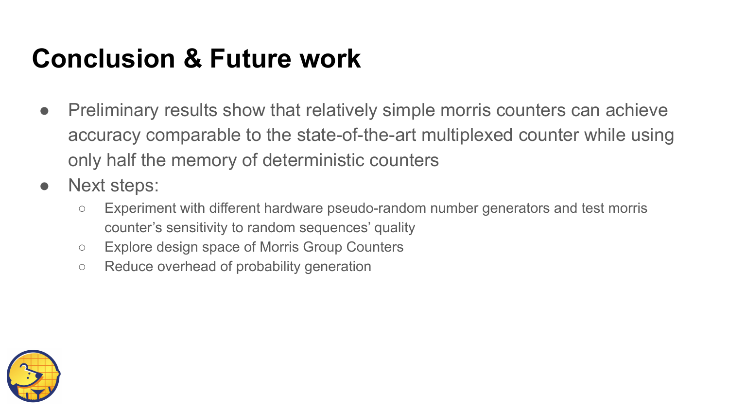# Conclusion & Future work

- Preliminary results show that relatively simple morris counters can achieve accuracy comparable to the state-of-the-art multiplexed counter while using only half the memory of deterministic counters
- Next steps:
  - Experiment with different hardware pseudo-random number generators and test morris counter's sensitivity to random sequences' quality
  - Explore design space of Morris Group Counters
  - Reduce overhead of probability generation